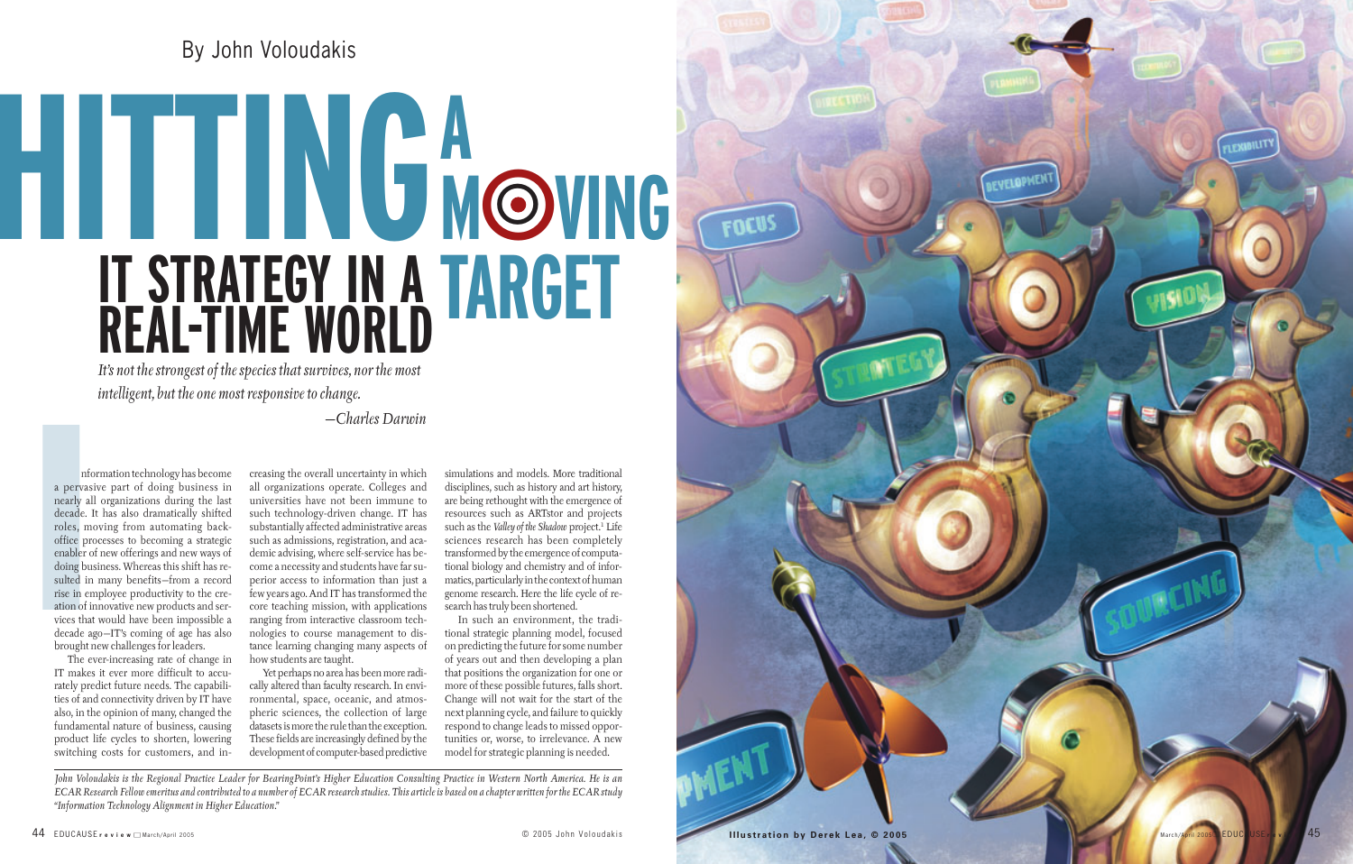By John Voloudakis

# HITTING A MOVING TARGET

## IT STRATEGY IN A REAL-TIME WORLD

*It's not the strongest of the species that survives, nor the most intelligent, but the one most responsive to change.*

*—Charles Darwin*

Information technology has become a pervasive part of doing business in nearly all organizations during the last decade. It has also dramatically shifted roles, moving from automating back-office processes to becoming a strategic enabler of new offerings and new ways of doing business. Whereas this shift has resulted in many benefits—from a record rise in employee productivity to the creation of innovative new products and services that would have been impossible a decade ago—IT's coming of age has also brought new challenges for leaders.

The ever-increasing rate of change in IT makes it ever more difficult to accurately predict future needs. The capabilities of and connectivity driven by IT have also, in the opinion of many, changed the fundamental nature of business, causing product life cycles to shorten, lowering switching costs for customers, and increasing the overall uncertainty in which all organizations operate. Colleges and universities have not been immune to such technology-driven change. IT has substantially affected administrative areas such as admissions, registration, and academic advising, where self-service has become a necessity and students have far superior access to information than just a few years ago. And IT has transformed the core teaching mission, with applications ranging from interactive classroom technologies to course management to distance learning changing many aspects of how students are taught.

Yet perhaps no area has been more radically altered than faculty research. In environmental, space, oceanic, and atmospheric sciences, the collection of large datasets is more the rule than the exception. These fields are increasingly defined by the development of computer-based predictive simulations and models. More traditional disciplines, such as history and art history, are being rethought with the emergence of resources such as ARTstor and projects such as the *Valley of the Shadow* project.[1] Life sciences research has been completely transformed by the emergence of computational biology and chemistry and of informatics, particularly in the context of human genome research. Here the life cycle of research has truly been shortened.

In such an environment, the traditional strategic planning model, focused on predicting the future for some number of years out and then developing a plan that positions the organization for one or more of these possible futures, falls short. Change will not wait for the start of the next planning cycle, and failure to quickly respond to change leads to missed opportunities or, worse, to irrelevance. A new model for strategic planning is needed.

*John Voloudakis is the Regional Practice Leader for BearingPoint's Higher Education Consulting Practice in Western North America. He is an ECAR Research Fellow emeritus and contributed to a number of ECAR research studies. This article is based on a chapter written for the ECAR study "Information Technology Alignment in Higher Education."*

© 2005 John Voloudakis

Illustration by Derek Lea, © 2005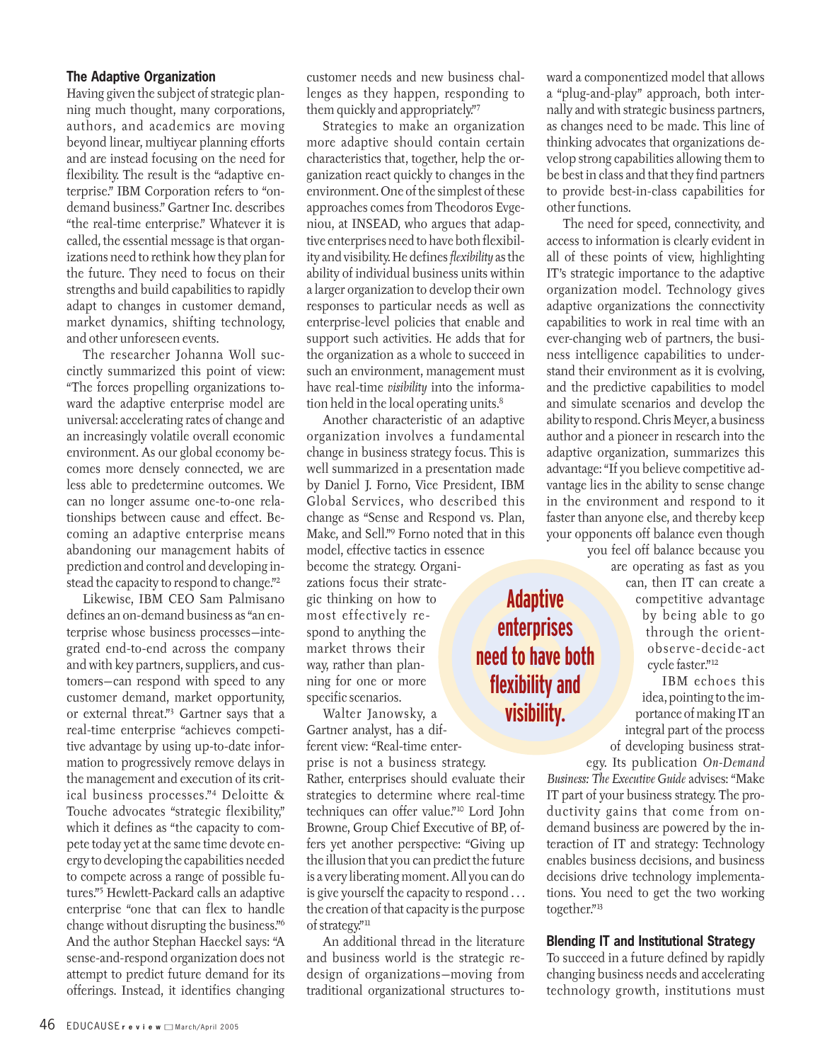## The Adaptive Organization

Having given the subject of strategic planning much thought, many corporations, authors, and academics are moving beyond linear, multiyear planning efforts and are instead focusing on the need for flexibility. The result is the "adaptive enterprise." IBM Corporation refers to "on-demand business." Gartner Inc. describes "the real-time enterprise." Whatever it is called, the essential message is that organizations need to rethink how they plan for the future. They need to focus on their strengths and build capabilities to rapidly adapt to changes in customer demand, market dynamics, shifting technology, and other unforeseen events.

The researcher Johanna Woll succinctly summarized this point of view: "The forces propelling organizations toward the adaptive enterprise model are universal: accelerating rates of change and an increasingly volatile overall economic environment. As our global economy becomes more densely connected, we are less able to predetermine outcomes. We can no longer assume one-to-one relationships between cause and effect. Becoming an adaptive enterprise means abandoning our management habits of prediction and control and developing instead the capacity to respond to change."[2]

Likewise, IBM CEO Sam Palmisano defines an on-demand business as "an enterprise whose business processes—integrated end-to-end across the company and with key partners, suppliers, and customers—can respond with speed to any customer demand, market opportunity, or external threat."[3] Gartner says that a real-time enterprise "achieves competitive advantage by using up-to-date information to progressively remove delays in the management and execution of its critical business processes."[4] Deloitte & Touche advocates "strategic flexibility," which it defines as "the capacity to compete today yet at the same time devote energy to developing the capabilities needed to compete across a range of possible futures."[5] Hewlett-Packard calls an adaptive enterprise "one that can flex to handle change without disrupting the business."[6] And the author Stephan Haeckel says: "A sense-and-respond organization does not attempt to predict future demand for its offerings. Instead, it identifies changing customer needs and new business challenges as they happen, responding to them quickly and appropriately."[7]

Strategies to make an organization more adaptive should contain certain characteristics that, together, help the organization react quickly to changes in the environment. One of the simplest of these approaches comes from Theodoros Evgeniou, at INSEAD, who argues that adaptive enterprises need to have both flexibility and visibility. He defines *flexibility* as the ability of individual business units within a larger organization to develop their own responses to particular needs as well as enterprise-level policies that enable and support such activities. He adds that for the organization as a whole to succeed in such an environment, management must have real-time *visibility* into the information held in the local operating units.[8]

Another characteristic of an adaptive organization involves a fundamental change in business strategy focus. This is well summarized in a presentation made by Daniel J. Forno, Vice President, IBM Global Services, who described this change as "Sense and Respond vs. Plan, Make, and Sell."[9] Forno noted that in this model, effective tactics in essence become the strategy. Organizations focus their strategic thinking on how to most effectively respond to anything the market throws their way, rather than planning for one or more specific scenarios.

**Adaptive enterprises need to have both flexibility and visibility.**

Walter Janowsky, a Gartner analyst, has a different view: "Real-time enterprise is not a business strategy. Rather, enterprises should evaluate their strategies to determine where real-time techniques can offer value."[10] Lord John Browne, Group Chief Executive of BP, offers yet another perspective: "Giving up the illusion that you can predict the future is a very liberating moment. All you can do is give yourself the capacity to respond . . . the creation of that capacity is the purpose of strategy."[11]

An additional thread in the literature and business world is the strategic redesign of organizations—moving from traditional organizational structures toward a componentized model that allows a "plug-and-play" approach, both internally and with strategic business partners, as changes need to be made. This line of thinking advocates that organizations develop strong capabilities allowing them to be best in class and that they find partners to provide best-in-class capabilities for other functions.

The need for speed, connectivity, and access to information is clearly evident in all of these points of view, highlighting IT's strategic importance to the adaptive organization model. Technology gives adaptive organizations the connectivity capabilities to work in real time with an ever-changing web of partners, the business intelligence capabilities to understand their environment as it is evolving, and the predictive capabilities to model and simulate scenarios and develop the ability to respond. Chris Meyer, a business author and a pioneer in research into the adaptive organization, summarizes this advantage: "If you believe competitive advantage lies in the ability to sense change in the environment and respond to it faster than anyone else, and thereby keep your opponents off balance even though you feel off balance because you are operating as fast as you can, then IT can create a competitive advantage by being able to go through the orient-observe-decide-act cycle faster."[12]

IBM echoes this idea, pointing to the importance of making IT an integral part of the process of developing business strategy. Its publication *On-Demand Business: The Executive Guide* advises: "Make IT part of your business strategy. The productivity gains that come from on-demand business are powered by the interaction of IT and strategy: Technology enables business decisions, and business decisions drive technology implementations. You need to get the two working together."[13]

## Blending IT and Institutional Strategy

To succeed in a future defined by rapidly changing business needs and accelerating technology growth, institutions must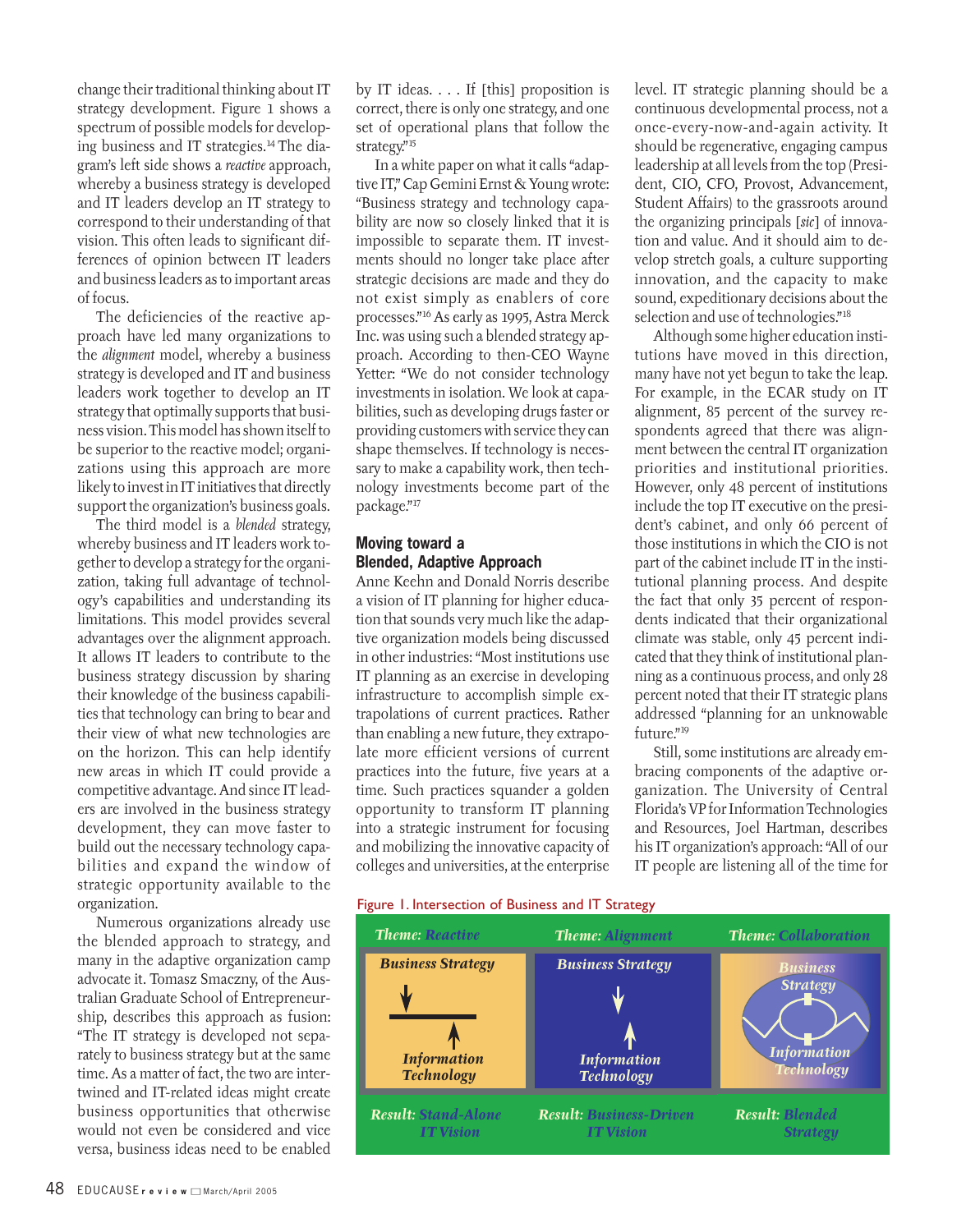change their traditional thinking about IT strategy development. Figure 1 shows a spectrum of possible models for developing business and IT strategies.[14] The diagram's left side shows a *reactive* approach, whereby a business strategy is developed and IT leaders develop an IT strategy to correspond to their understanding of that vision. This often leads to significant differences of opinion between IT leaders and business leaders as to important areas of focus.

The deficiencies of the reactive approach have led many organizations to the *alignment* model, whereby a business strategy is developed and IT and business leaders work together to develop an IT strategy that optimally supports that business vision. This model has shown itself to be superior to the reactive model; organizations using this approach are more likely to invest in IT initiatives that directly support the organization's business goals.

The third model is a *blended* strategy, whereby business and IT leaders work together to develop a strategy for the organization, taking full advantage of technology's capabilities and understanding its limitations. This model provides several advantages over the alignment approach. It allows IT leaders to contribute to the business strategy discussion by sharing their knowledge of the business capabilities that technology can bring to bear and their view of what new technologies are on the horizon. This can help identify new areas in which IT could provide a competitive advantage. And since IT leaders are involved in the business strategy development, they can move faster to build out the necessary technology capabilities and expand the window of strategic opportunity available to the organization.

Numerous organizations already use the blended approach to strategy, and many in the adaptive organization camp advocate it. Tomasz Smaczny, of the Australian Graduate School of Entrepreneurship, describes this approach as fusion: "The IT strategy is developed not separately to business strategy but at the same time. As a matter of fact, the two are intertwined and IT-related ideas might create business opportunities that otherwise would not even be considered and vice versa, business ideas need to be enabled by IT ideas. . . . If [this] proposition is correct, there is only one strategy, and one set of operational plans that follow the strategy."[15]

In a white paper on what it calls "adaptive IT," Cap Gemini Ernst & Young wrote: "Business strategy and technology capability are now so closely linked that it is impossible to separate them. IT investments should no longer take place after strategic decisions are made and they do not exist simply as enablers of core processes."[16] As early as 1995, Astra Merck Inc. was using such a blended strategy approach. According to then-CEO Wayne Yetter: "We do not consider technology investments in isolation. We look at capabilities, such as developing drugs faster or providing customers with service they can shape themselves. If technology is necessary to make a capability work, then technology investments become part of the package."[17]

## Moving toward a Blended, Adaptive Approach

Anne Keehn and Donald Norris describe a vision of IT planning for higher education that sounds very much like the adaptive organization models being discussed in other industries: "Most institutions use IT planning as an exercise in developing infrastructure to accomplish simple extrapolations of current practices. Rather than enabling a new future, they extrapolate more efficient versions of current practices into the future, five years at a time. Such practices squander a golden opportunity to transform IT planning into a strategic instrument for focusing and mobilizing the innovative capacity of colleges and universities, at the enterprise level. IT strategic planning should be a continuous developmental process, not a once-every-now-and-again activity. It should be regenerative, engaging campus leadership at all levels from the top (President, CIO, CFO, Provost, Advancement, Student Affairs) to the grassroots around the organizing principals [*sic*] of innovation and value. And it should aim to develop stretch goals, a culture supporting innovation, and the capacity to make sound, expeditionary decisions about the selection and use of technologies."[18]

Although some higher education institutions have moved in this direction, many have not yet begun to take the leap. For example, in the ECAR study on IT alignment, 85 percent of the survey respondents agreed that there was alignment between the central IT organization priorities and institutional priorities. However, only 48 percent of institutions include the top IT executive on the president's cabinet, and only 66 percent of those institutions in which the CIO is not part of the cabinet include IT in the institutional planning process. And despite the fact that only 35 percent of respondents indicated that their organizational climate was stable, only 45 percent indicated that they think of institutional planning as a continuous process, and only 28 percent noted that their IT strategic plans addressed "planning for an unknowable future."[19]

Still, some institutions are already embracing components of the adaptive organization. The University of Central Florida's VP for Information Technologies and Resources, Joel Hartman, describes his IT organization's approach: "All of our IT people are listening all of the time for

Figure 1. Intersection of Business and IT Strategy

| Theme: Reactive | Theme: Alignment | Theme: Collaboration |
|---|---|---|
| Business Strategy ↓ / ↑ Information Technology | Business Strategy ↓ ↑ Information Technology | Business Strategy / Information Technology |
| Result: Stand-Alone IT Vision | Result: Business-Driven IT Vision | Result: Blended Strategy |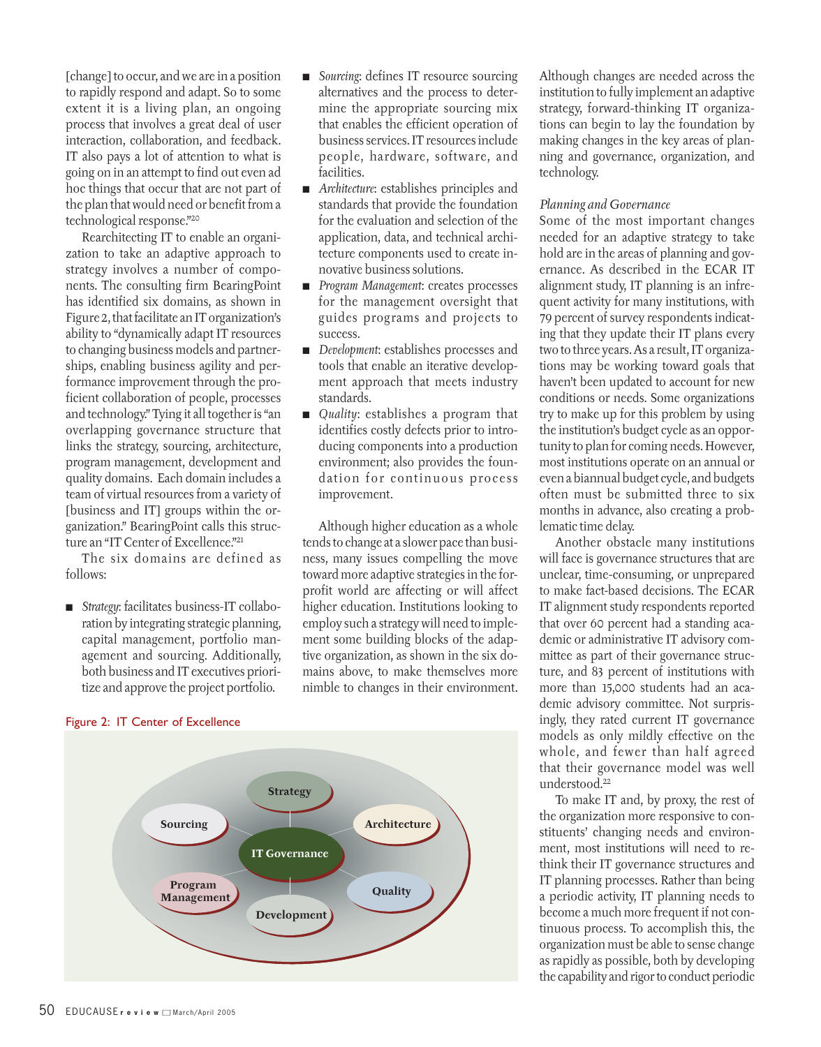[change] to occur, and we are in a position to rapidly respond and adapt. So to some extent it is a living plan, an ongoing process that involves a great deal of user interaction, collaboration, and feedback. IT also pays a lot of attention to what is going on in an attempt to find out even ad hoc things that occur that are not part of the plan that would need or benefit from a technological response."[20]

Rearchitecting IT to enable an organization to take an adaptive approach to strategy involves a number of components. The consulting firm BearingPoint has identified six domains, as shown in Figure 2, that facilitate an IT organization's ability to "dynamically adapt IT resources to changing business models and partnerships, enabling business agility and performance improvement through the proficient collaboration of people, processes and technology." Tying it all together is "an overlapping governance structure that links the strategy, sourcing, architecture, program management, development and quality domains. Each domain includes a team of virtual resources from a variety of [business and IT] groups within the organization." BearingPoint calls this structure an "IT Center of Excellence."[21]

The six domains are defined as follows:

- *Strategy*: facilitates business-IT collaboration by integrating strategic planning, capital management, portfolio management and sourcing. Additionally, both business and IT executives prioritize and approve the project portfolio.
- *Sourcing*: defines IT resource sourcing alternatives and the process to determine the appropriate sourcing mix that enables the efficient operation of business services. IT resources include people, hardware, software, and facilities.
- *Architecture*: establishes principles and standards that provide the foundation for the evaluation and selection of the application, data, and technical architecture components used to create innovative business solutions.
- *Program Management*: creates processes for the management oversight that guides programs and projects to success.
- *Development*: establishes processes and tools that enable an iterative development approach that meets industry standards.
- *Quality*: establishes a program that identifies costly defects prior to introducing components into a production environment; also provides the foundation for continuous process improvement.

Although higher education as a whole tends to change at a slower pace than business, many issues compelling the move toward more adaptive strategies in the for-profit world are affecting or will affect higher education. Institutions looking to employ such a strategy will need to implement some building blocks of the adaptive organization, as shown in the six domains above, to make themselves more nimble to changes in their environment.

Figure 2: IT Center of Excellence

Although changes are needed across the institution to fully implement an adaptive strategy, forward-thinking IT organizations can begin to lay the foundation by making changes in the key areas of planning and governance, organization, and technology.

### *Planning and Governance*

Some of the most important changes needed for an adaptive strategy to take hold are in the areas of planning and governance. As described in the ECAR IT alignment study, IT planning is an infrequent activity for many institutions, with 79 percent of survey respondents indicating that they update their IT plans every two to three years. As a result, IT organizations may be working toward goals that haven't been updated to account for new conditions or needs. Some organizations try to make up for this problem by using the institution's budget cycle as an opportunity to plan for coming needs. However, most institutions operate on an annual or even a biannual budget cycle, and budgets often must be submitted three to six months in advance, also creating a problematic time delay.

Another obstacle many institutions will face is governance structures that are unclear, time-consuming, or unprepared to make fact-based decisions. The ECAR IT alignment study respondents reported that over 60 percent had a standing academic or administrative IT advisory committee as part of their governance structure, and 83 percent of institutions with more than 15,000 students had an academic advisory committee. Not surprisingly, they rated current IT governance models as only mildly effective on the whole, and fewer than half agreed that their governance model was well understood.[22]

To make IT and, by proxy, the rest of the organization more responsive to constituents' changing needs and environment, most institutions will need to rethink their IT governance structures and IT planning processes. Rather than being a periodic activity, IT planning needs to become a much more frequent if not continuous process. To accomplish this, the organization must be able to sense change as rapidly as possible, both by developing the capability and rigor to conduct periodic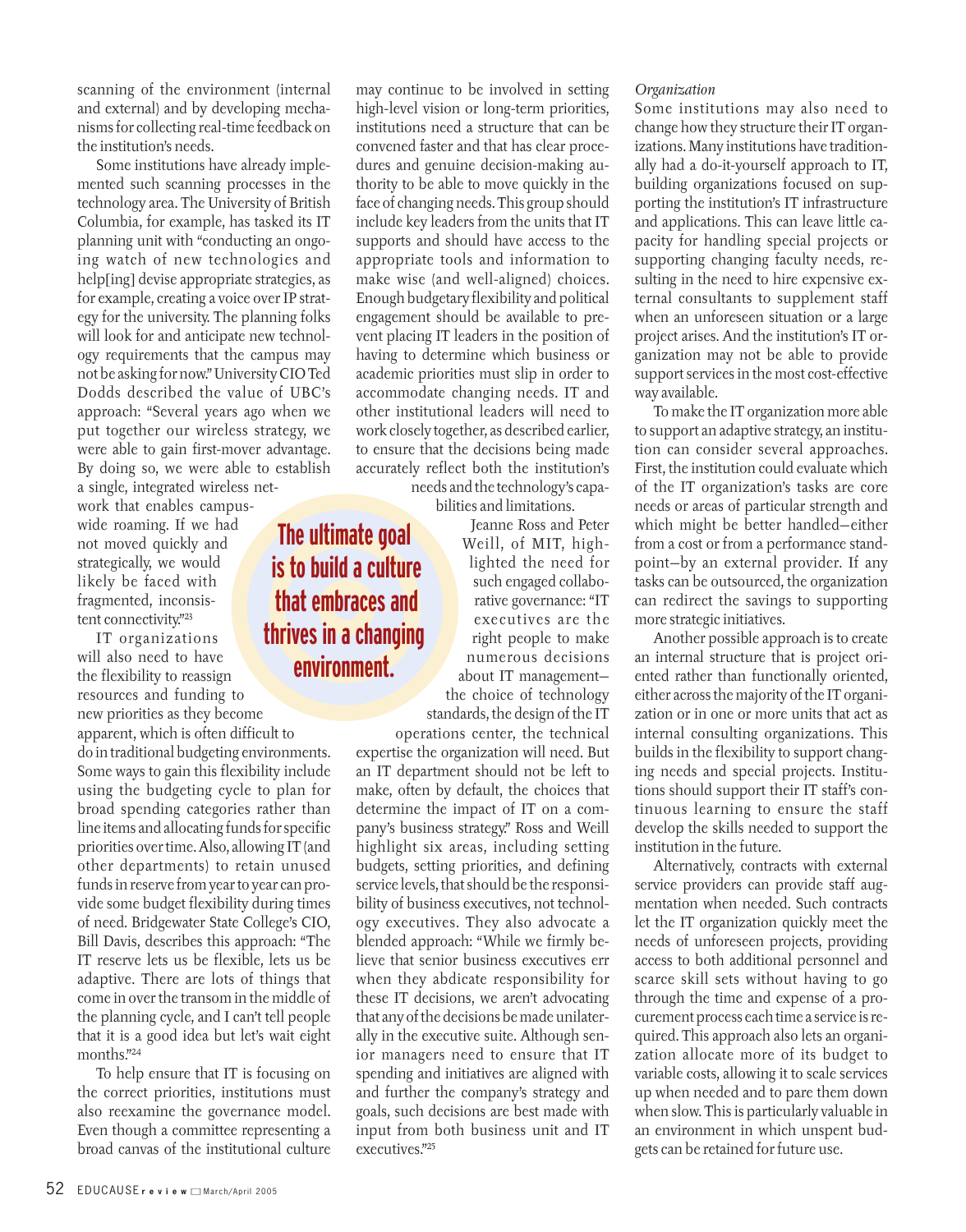scanning of the environment (internal and external) and by developing mechanisms for collecting real-time feedback on the institution's needs.

Some institutions have already implemented such scanning processes in the technology area. The University of British Columbia, for example, has tasked its IT planning unit with "conducting an ongoing watch of new technologies and help[ing] devise appropriate strategies, as for example, creating a voice over IP strategy for the university. The planning folks will look for and anticipate new technology requirements that the campus may not be asking for now." University CIO Ted Dodds described the value of UBC's approach: "Several years ago when we put together our wireless strategy, we were able to gain first-mover advantage. By doing so, we were able to establish a single, integrated wireless network that enables campus-wide roaming. If we had not moved quickly and strategically, we would likely be faced with fragmented, inconsistent connectivity."[23]

**The ultimate goal is to build a culture that embraces and thrives in a changing environment.**

IT organizations will also need to have the flexibility to reassign resources and funding to new priorities as they become apparent, which is often difficult to do in traditional budgeting environments. Some ways to gain this flexibility include using the budgeting cycle to plan for broad spending categories rather than line items and allocating funds for specific priorities over time. Also, allowing IT (and other departments) to retain unused funds in reserve from year to year can provide some budget flexibility during times of need. Bridgewater State College's CIO, Bill Davis, describes this approach: "The IT reserve lets us be flexible, lets us be adaptive. There are lots of things that come in over the transom in the middle of the planning cycle, and I can't tell people that it is a good idea but let's wait eight months."[24]

To help ensure that IT is focusing on the correct priorities, institutions must also reexamine the governance model. Even though a committee representing a broad canvas of the institutional culture may continue to be involved in setting high-level vision or long-term priorities, institutions need a structure that can be convened faster and that has clear procedures and genuine decision-making authority to be able to move quickly in the face of changing needs. This group should include key leaders from the units that IT supports and should have access to the appropriate tools and information to make wise (and well-aligned) choices. Enough budgetary flexibility and political engagement should be available to prevent placing IT leaders in the position of having to determine which business or academic priorities must slip in order to accommodate changing needs. IT and other institutional leaders will need to work closely together, as described earlier, to ensure that the decisions being made accurately reflect both the institution's needs and the technology's capabilities and limitations.

Jeanne Ross and Peter Weill, of MIT, highlighted the need for such engaged collaborative governance: "IT executives are the right people to make numerous decisions about IT management—the choice of technology standards, the design of the IT operations center, the technical expertise the organization will need. But an IT department should not be left to make, often by default, the choices that determine the impact of IT on a company's business strategy." Ross and Weill highlight six areas, including setting budgets, setting priorities, and defining service levels, that should be the responsibility of business executives, not technology executives. They also advocate a blended approach: "While we firmly believe that senior business executives err when they abdicate responsibility for these IT decisions, we aren't advocating that any of the decisions be made unilaterally in the executive suite. Although senior managers need to ensure that IT spending and initiatives are aligned with and further the company's strategy and goals, such decisions are best made with input from both business unit and IT executives."[25]

*Organization*

Some institutions may also need to change how they structure their IT organizations. Many institutions have traditionally had a do-it-yourself approach to IT, building organizations focused on supporting the institution's IT infrastructure and applications. This can leave little capacity for handling special projects or supporting changing faculty needs, resulting in the need to hire expensive external consultants to supplement staff when an unforeseen situation or a large project arises. And the institution's IT organization may not be able to provide support services in the most cost-effective way available.

To make the IT organization more able to support an adaptive strategy, an institution can consider several approaches. First, the institution could evaluate which of the IT organization's tasks are core needs or areas of particular strength and which might be better handled—either from a cost or from a performance standpoint—by an external provider. If any tasks can be outsourced, the organization can redirect the savings to supporting more strategic initiatives.

Another possible approach is to create an internal structure that is project oriented rather than functionally oriented, either across the majority of the IT organization or in one or more units that act as internal consulting organizations. This builds in the flexibility to support changing needs and special projects. Institutions should support their IT staff's continuous learning to ensure the staff develop the skills needed to support the institution in the future.

Alternatively, contracts with external service providers can provide staff augmentation when needed. Such contracts let the IT organization quickly meet the needs of unforeseen projects, providing access to both additional personnel and scarce skill sets without having to go through the time and expense of a procurement process each time a service is required. This approach also lets an organization allocate more of its budget to variable costs, allowing it to scale services up when needed and to pare them down when slow. This is particularly valuable in an environment in which unspent budgets can be retained for future use.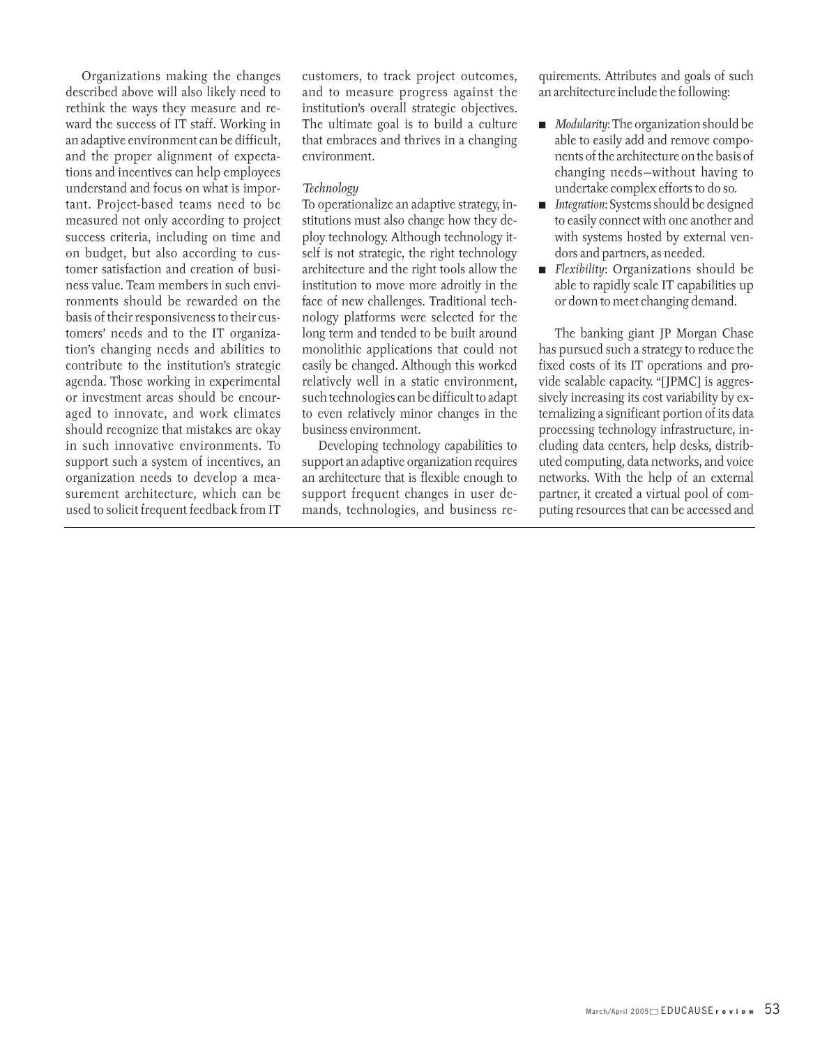Organizations making the changes described above will also likely need to rethink the ways they measure and reward the success of IT staff. Working in an adaptive environment can be difficult, and the proper alignment of expectations and incentives can help employees understand and focus on what is important. Project-based teams need to be measured not only according to project success criteria, including on time and on budget, but also according to customer satisfaction and creation of business value. Team members in such environments should be rewarded on the basis of their responsiveness to their customers' needs and to the IT organization's changing needs and abilities to contribute to the institution's strategic agenda. Those working in experimental or investment areas should be encouraged to innovate, and work climates should recognize that mistakes are okay in such innovative environments. To support such a system of incentives, an organization needs to develop a measurement architecture, which can be used to solicit frequent feedback from IT customers, to track project outcomes, and to measure progress against the institution's overall strategic objectives. The ultimate goal is to build a culture that embraces and thrives in a changing environment.

*Technology*

To operationalize an adaptive strategy, institutions must also change how they deploy technology. Although technology itself is not strategic, the right technology architecture and the right tools allow the institution to move more adroitly in the face of new challenges. Traditional technology platforms were selected for the long term and tended to be built around monolithic applications that could not easily be changed. Although this worked relatively well in a static environment, such technologies can be difficult to adapt to even relatively minor changes in the business environment.

Developing technology capabilities to support an adaptive organization requires an architecture that is flexible enough to support frequent changes in user demands, technologies, and business requirements. Attributes and goals of such an architecture include the following:

- *Modularity*: The organization should be able to easily add and remove components of the architecture on the basis of changing needs—without having to undertake complex efforts to do so.
- *Integration*: Systems should be designed to easily connect with one another and with systems hosted by external vendors and partners, as needed.
- *Flexibility*: Organizations should be able to rapidly scale IT capabilities up or down to meet changing demand.

The banking giant JP Morgan Chase has pursued such a strategy to reduce the fixed costs of its IT operations and provide scalable capacity. "[JPMC] is aggressively increasing its cost variability by externalizing a significant portion of its data processing technology infrastructure, including data centers, help desks, distributed computing, data networks, and voice networks. With the help of an external partner, it created a virtual pool of computing resources that can be accessed and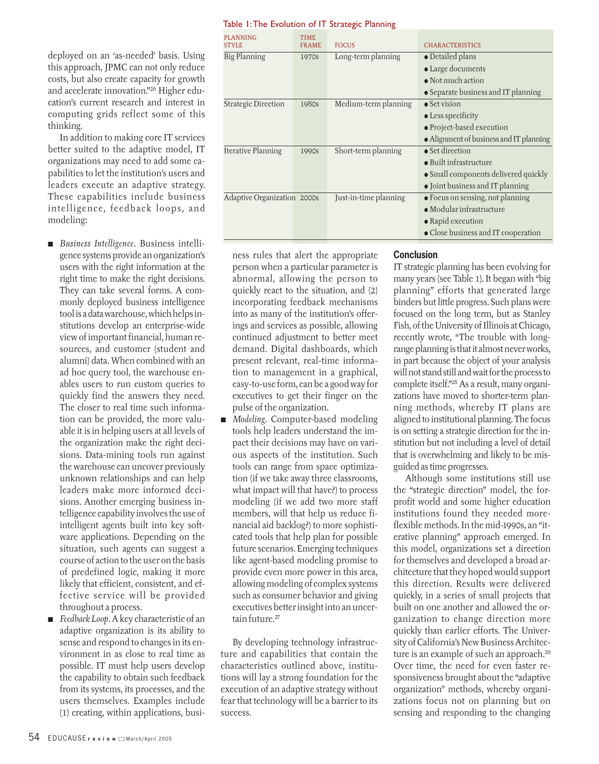deployed on an 'as-needed' basis. Using this approach, JPMC can not only reduce costs, but also create capacity for growth and accelerate innovation."[26] Higher education's current research and interest in computing grids reflect some of this thinking.

In addition to making core IT services better suited to the adaptive model, IT organizations may need to add some capabilities to let the institution's users and leaders execute an adaptive strategy. These capabilities include business intelligence, feedback loops, and modeling:

- *Business Intelligence*. Business intelligence systems provide an organization's users with the right information at the right time to make the right decisions. They can take several forms. A commonly deployed business intelligence tool is a data warehouse, which helps institutions develop an enterprise-wide view of important financial, human resources, and customer (student and alumni) data. When combined with an ad hoc query tool, the warehouse enables users to run custom queries to quickly find the answers they need. The closer to real time such information can be provided, the more valuable it is in helping users at all levels of the organization make the right decisions. Data-mining tools run against the warehouse can uncover previously unknown relationships and can help leaders make more informed decisions. Another emerging business intelligence capability involves the use of intelligent agents built into key software applications. Depending on the situation, such agents can suggest a course of action to the user on the basis of predefined logic, making it more likely that efficient, consistent, and effective service will be provided throughout a process.
- *Feedback Loop*. A key characteristic of an adaptive organization is its ability to sense and respond to changes in its environment in as close to real time as possible. IT must help users develop the capability to obtain such feedback from its systems, its processes, and the users themselves. Examples include (1) creating, within applications, business rules that alert the appropriate person when a particular parameter is abnormal, allowing the person to quickly react to the situation, and (2) incorporating feedback mechanisms into as many of the institution's offerings and services as possible, allowing continued adjustment to better meet demand. Digital dashboards, which present relevant, real-time information to management in a graphical, easy-to-use form, can be a good way for executives to get their finger on the pulse of the organization.
- *Modeling*. Computer-based modeling tools help leaders understand the impact their decisions may have on various aspects of the institution. Such tools can range from space optimization (if we take away three classrooms, what impact will that have?) to process modeling (if we add two more staff members, will that help us reduce financial aid backlog?) to more sophisticated tools that help plan for possible future scenarios. Emerging techniques like agent-based modeling promise to provide even more power in this area, allowing modeling of complex systems such as consumer behavior and giving executives better insight into an uncertain future.[27]

By developing technology infrastructure and capabilities that contain the characteristics outlined above, institutions will lay a strong foundation for the execution of an adaptive strategy without fear that technology will be a barrier to its success.

Table 1: The Evolution of IT Strategic Planning

| PLANNING STYLE | TIME FRAME | FOCUS | CHARACTERISTICS |
|---|---|---|---|
| Big Planning | 1970s | Long-term planning | • Detailed plans<br>• Large documents<br>• Not much action<br>• Separate business and IT planning |
| Strategic Direction | 1980s | Medium-term planning | • Set vision<br>• Less specificity<br>• Project-based execution<br>• Alignment of business and IT planning |
| Iterative Planning | 1990s | Short-term planning | • Set direction<br>• Built infrastructure<br>• Small components delivered quickly<br>• Joint business and IT planning |
| Adaptive Organization | 2000s | Just-in-time planning | • Focus on sensing, not planning<br>• Modular infrastructure<br>• Rapid execution<br>• Close business and IT cooperation |

## Conclusion

IT strategic planning has been evolving for many years (see Table 1). It began with "big planning" efforts that generated large binders but little progress. Such plans were focused on the long term, but as Stanley Fish, of the University of Illinois at Chicago, recently wrote, "The trouble with long-range planning is that it almost never works, in part because the object of your analysis will not stand still and wait for the process to complete itself."[28] As a result, many organizations have moved to shorter-term planning methods, whereby IT plans are aligned to institutional planning. The focus is on setting a strategic direction for the institution but not including a level of detail that is overwhelming and likely to be misguided as time progresses.

Although some institutions still use the "strategic direction" model, the for-profit world and some higher education institutions found they needed more-flexible methods. In the mid-1990s, an "iterative planning" approach emerged. In this model, organizations set a direction for themselves and developed a broad architecture that they hoped would support this direction. Results were delivered quickly, in a series of small projects that built on one another and allowed the organization to change direction more quickly than earlier efforts. The University of California's New Business Architecture is an example of such an approach.[29] Over time, the need for even faster responsiveness brought about the "adaptive organization" methods, whereby organizations focus not on planning but on sensing and responding to the changing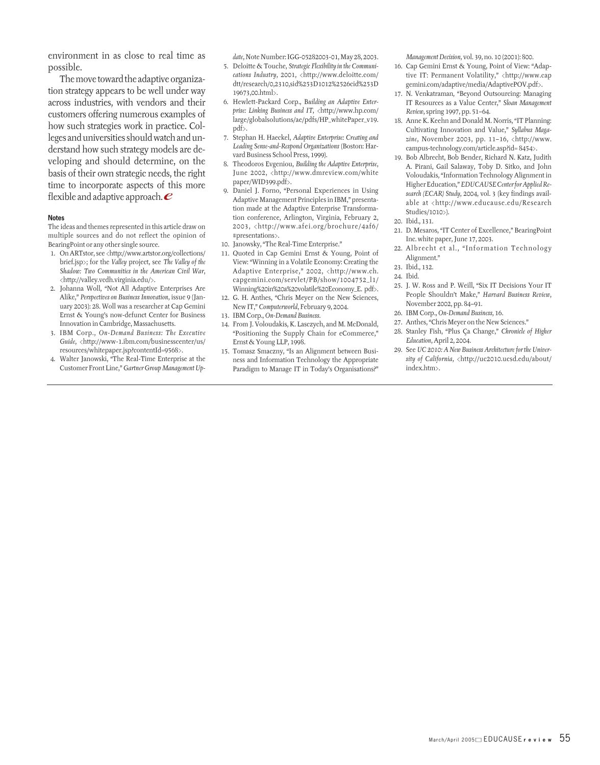environment in as close to real time as possible.

The move toward the adaptive organization strategy appears to be well under way across industries, with vendors and their customers offering numerous examples of how such strategies work in practice. Colleges and universities should watch and understand how such strategy models are developing and should determine, on the basis of their own strategic needs, the right time to incorporate aspects of this more flexible and adaptive approach. *e*

#### Notes

The ideas and themes represented in this article draw on multiple sources and do not reflect the opinion of BearingPoint or any other single source.

1. On ARTstor, see <http://www.artstor.org/collections/brief.jsp>; for the *Valley* project, see *The Valley of the Shadow: Two Communities in the American Civil War*, <http://valley.vcdh.virginia.edu/>.
2. Johanna Woll, "Not All Adaptive Enterprises Are Alike," *Perspectives on Business Innovation*, issue 9 (January 2003): 28. Woll was a researcher at Cap Gemini Ernst & Young's now-defunct Center for Business Innovation in Cambridge, Massachusetts.
3. IBM Corp., *On-Demand Business: The Executive Guide*, <http://www-1.ibm.com/businesscenter/us/resources/whitepaper.jsp?contentId=9568>.
4. Walter Janowski, "The Real-Time Enterprise at the Customer Front Line," *Gartner Group Management Update*, Note Number: IGG-05282003-01, May 28, 2003.
5. Deloitte & Touche, *Strategic Flexibility in the Communications Industry*, 2001, <http://www.deloitte.com/dtt/research/0,2310,sid%253D1012%2526cid%253D19673,00.html>.
6. Hewlett-Packard Corp., *Building an Adaptive Enterprise: Linking Business and IT*, <http://www.hp.com/large/globalsolutions/ae/pdfs/HP_whitePaper_v19.pdf>.
7. Stephan H. Haeckel, *Adaptive Enterprise: Creating and Leading Sense-and-Respond Organizations* (Boston: Harvard Business School Press, 1999).
8. Theodoros Evgeniou, *Building the Adaptive Enterprise*, June 2002, <http://www.dmreview.com/whitepaper/WID399.pdf>.
9. Daniel J. Forno, "Personal Experiences in Using Adaptive Management Principles in IBM," presentation made at the Adaptive Enterprise Transformation conference, Arlington, Virginia, February 2, 2003, <http://www.afei.org/brochure/4af6/#presentations>.
10. Janowsky, "The Real-Time Enterprise."
11. Quoted in Cap Gemini Ernst & Young, Point of View: "Winning in a Volatile Economy: Creating the Adaptive Enterprise," 2002, <http://www.ch.capgemini.com/servlet/PB/show/1004752_l1/Winning%20in%20a%20volatile%20Economy_E. pdf>.
12. G. H. Anthes, "Chris Meyer on the New Sciences, New IT," *Computerworld*, February 9, 2004.
13. IBM Corp., *On-Demand Business*.
14. From J. Voloudakis, K. Lasczych, and M. McDonald, "Positioning the Supply Chain for eCommerce," Ernst & Young LLP, 1998.
15. Tomasz Smaczny, "Is an Alignment between Business and Information Technology the Appropriate Paradigm to Manage IT in Today's Organisations?" *Management Decision*, vol. 39, no. 10 (2001): 800.
16. Cap Gemini Ernst & Young, Point of View: "Adaptive IT: Permanent Volatility," <http://www.capgemini.com/adaptive/media/AdaptivePOV.pdf>.
17. N. Venkatraman, "Beyond Outsourcing: Managing IT Resources as a Value Center," *Sloan Management Review*, spring 1997, pp. 51–64.
18. Anne K. Keehn and Donald M. Norris, "IT Planning: Cultivating Innovation and Value," *Syllabus Magazine*, November 2003, pp. 11–16, <http://www.campus-technology.com/article.asp?id= 8454>.
19. Bob Albrecht, Bob Bender, Richard N. Katz, Judith A. Pirani, Gail Salaway, Toby D. Sitko, and John Voloudakis, "Information Technology Alignment in Higher Education," *EDUCAUSE Center for Applied Research (ECAR) Study*, 2004, vol. 3 (key findings available at <http://www.educause.edu/ResearchStudies/1010>).
20. Ibid., 131.
21. D. Mesaros, "IT Center of Excellence," BearingPoint Inc. white paper, June 17, 2003.
22. Albrecht et al., "Information Technology Alignment."
23. Ibid., 132.
24. Ibid.
25. J. W. Ross and P. Weill, "Six IT Decisions Your IT People Shouldn't Make," *Harvard Business Review*, November 2002, pp. 84–91.
26. IBM Corp., *On-Demand Business*, 16.
27. Anthes, "Chris Meyer on the New Sciences."
28. Stanley Fish, "Plus Ça Change," *Chronicle of Higher Education*, April 2, 2004.
29. See *UC 2010: A New Business Architecture for the University of California*, <http://uc2010.ucsd.edu/about/index.htm>.